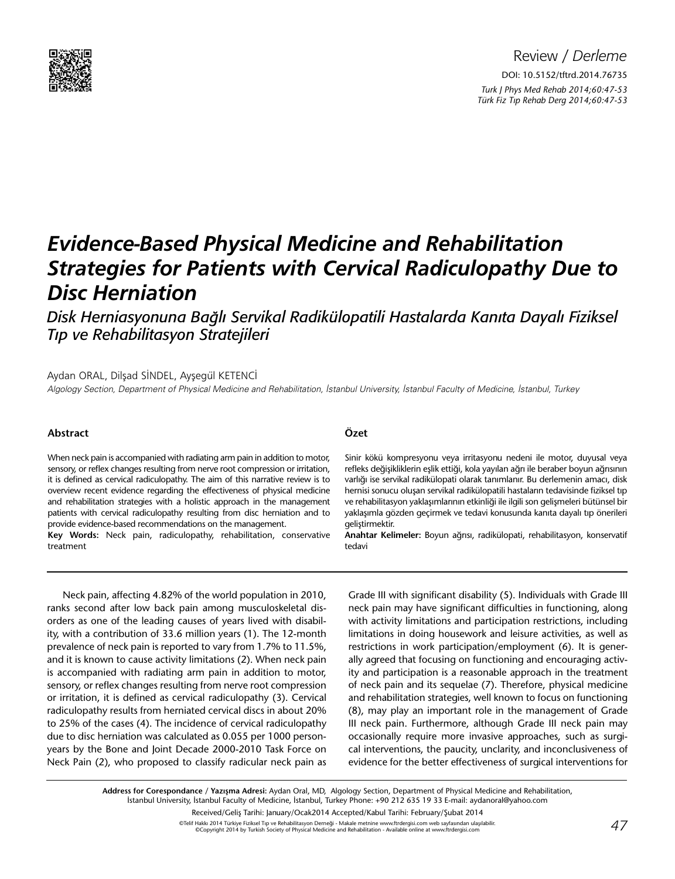Review / *Derleme*

DOI: 10.5152/tftrd.2014.76735

# Evidence-Based Physical Medicine and Rehabilitation Strategies for Patients with Cervical Radiculopathy Due to Disc Herniation

## *Disk Herniasyonuna Bağlı Servikal Radikülopatili Hastalarda Kanıta Dayalı Fiziksel Tıp ve Rehabilitasyon Stratejileri*

Aydan ORAL, Dilşad SİNDEL, Ayşegül KETENCİ

*Algology Section, Department of Physical Medicine and Rehabilitation, İstanbul University, İstanbul Faculty of Medicine, İstanbul, Turkey*

### Abstract

When neck pain is accompanied with radiating arm pain in addition to motor, sensory, or reflex changes resulting from nerve root compression or irritation, it is defined as cervical radiculopathy. The aim of this narrative review is to overview recent evidence regarding the effectiveness of physical medicine and rehabilitation strategies with a holistic approach in the management patients with cervical radiculopathy resulting from disc herniation and to provide evidence-based recommendations on the management.

**Key Words:** Neck pain, radiculopathy, rehabilitation, conservative treatment

### Özet

Sinir kökü kompresyonu veya irritasyonu nedeni ile motor, duyusal veya refleks değişikliklerin eşlik ettiği, kola yayılan ağrı ile beraber boyun ağrısının varlığı ise servikal radikülopati olarak tanımlanır. Bu derlemenin amacı, disk hernisi sonucu oluşan servikal radikülopatili hastaların tedavisinde fiziksel tıp ve rehabilitasyon yaklaşımlarının etkinliği ile ilgili son gelişmeleri bütünsel bir yaklaşımla gözden geçirmek ve tedavi konusunda kanıta dayalı tıp önerileri geliştirmektir.

**Anahtar Kelimeler:** Boyun ağrısı, radikülopati, rehabilitasyon, konservatif tedavi

Neck pain, affecting 4.82% of the world population in 2010, ranks second after low back pain among musculoskeletal disorders as one of the leading causes of years lived with disability, with a contribution of 33.6 million years (1). The 12-month prevalence of neck pain is reported to vary from 1.7% to 11.5%, and it is known to cause activity limitations (2). When neck pain is accompanied with radiating arm pain in addition to motor, sensory, or reflex changes resulting from nerve root compression or irritation, it is defined as cervical radiculopathy (3). Cervical radiculopathy results from herniated cervical discs in about 20% to 25% of the cases (4). The incidence of cervical radiculopathy due to disc herniation was calculated as 0.055 per 1000 person-years by the Bone and Joint Decade 2000-2010 Task Force on Neck Pain (2), who proposed to classify radicular neck pain as Grade III with significant disability (5). Individuals with Grade III neck pain may have significant difficulties in functioning, along with activity limitations and participation restrictions, including limitations in doing housework and leisure activities, as well as restrictions in work participation/employment (6). It is generally agreed that focusing on functioning and encouraging activity and participation is a reasonable approach in the treatment of neck pain and its sequelae (7). Therefore, physical medicine and rehabilitation strategies, well known to focus on functioning (8), may play an important role in the management of Grade III neck pain. Furthermore, although Grade III neck pain may occasionally require more invasive approaches, such as surgical interventions, the paucity, unclarity, and inconclusiveness of evidence for the better effectiveness of surgical interventions for

**Address for Corespondance / Yazışma Adresi:** Aydan Oral, MD, Algology Section, Department of Physical Medicine and Rehabilitation, İstanbul University, İstanbul Faculty of Medicine, İstanbul, Turkey Phone: +90 212 635 19 33 E-mail: aydanoral@yahoo.com

Received/Geliş Tarihi: January/Ocak2014 Accepted/Kabul Tarihi: February/Şubat 2014

©Telif Hakkı 2014 Türkiye Fiziksel Tıp ve Rehabilitasyon Derneği - Makale metnine www.ftrdergisi.com web sayfasından ulaşılabilir.
©Copyright 2014 by Turkish Society of Physical Medicine and Rehabilitation - Available online at www.ftrdergisi.com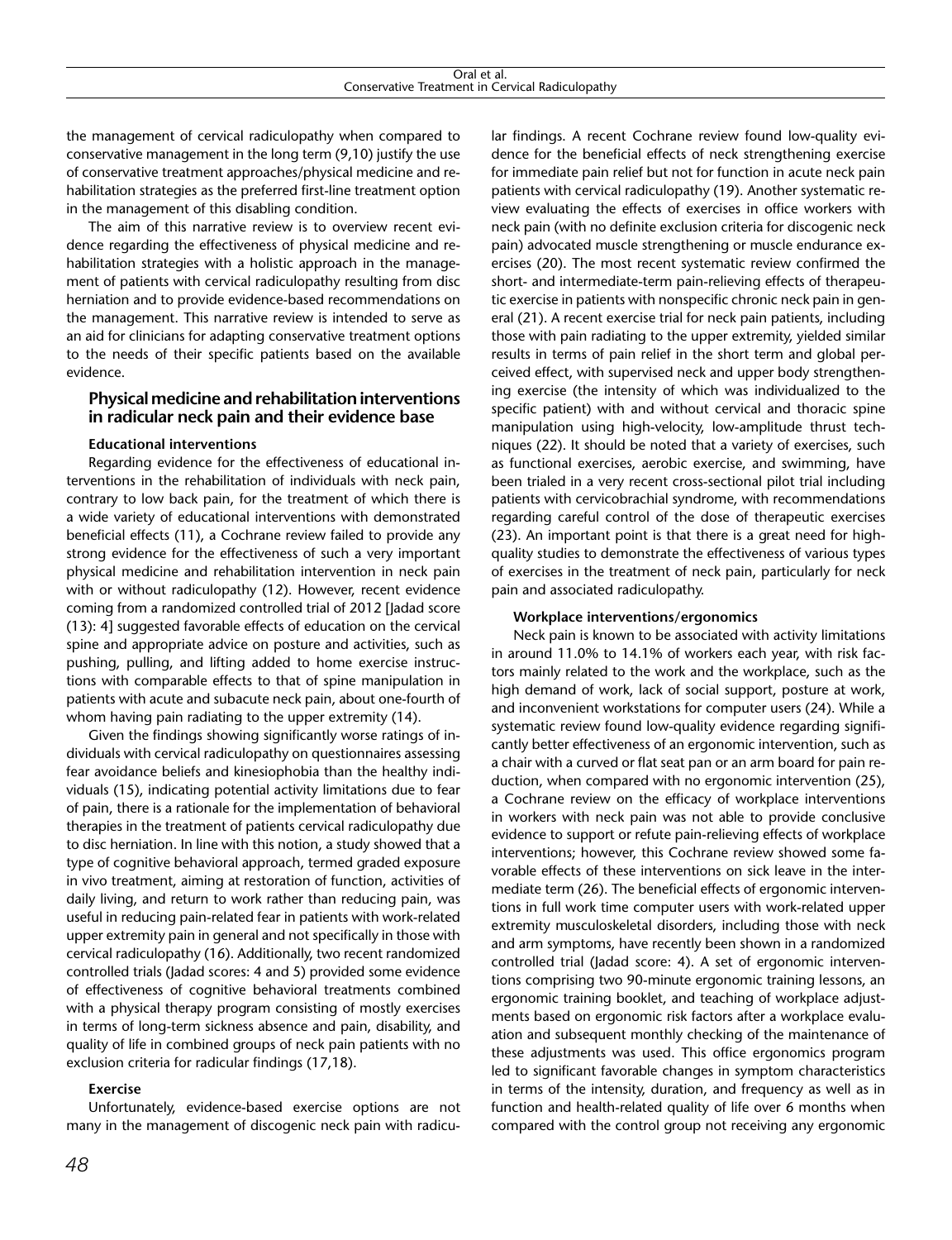the management of cervical radiculopathy when compared to conservative management in the long term (9,10) justify the use of conservative treatment approaches/physical medicine and rehabilitation strategies as the preferred first-line treatment option in the management of this disabling condition.

The aim of this narrative review is to overview recent evidence regarding the effectiveness of physical medicine and rehabilitation strategies with a holistic approach in the management of patients with cervical radiculopathy resulting from disc herniation and to provide evidence-based recommendations on the management. This narrative review is intended to serve as an aid for clinicians for adapting conservative treatment options to the needs of their specific patients based on the available evidence.

## Physical medicine and rehabilitation interventions in radicular neck pain and their evidence base

### Educational interventions

Regarding evidence for the effectiveness of educational interventions in the rehabilitation of individuals with neck pain, contrary to low back pain, for the treatment of which there is a wide variety of educational interventions with demonstrated beneficial effects (11), a Cochrane review failed to provide any strong evidence for the effectiveness of such a very important physical medicine and rehabilitation intervention in neck pain with or without radiculopathy (12). However, recent evidence coming from a randomized controlled trial of 2012 [Jadad score (13): 4] suggested favorable effects of education on the cervical spine and appropriate advice on posture and activities, such as pushing, pulling, and lifting added to home exercise instructions with comparable effects to that of spine manipulation in patients with acute and subacute neck pain, about one-fourth of whom having pain radiating to the upper extremity (14).

Given the findings showing significantly worse ratings of individuals with cervical radiculopathy on questionnaires assessing fear avoidance beliefs and kinesiophobia than the healthy individuals (15), indicating potential activity limitations due to fear of pain, there is a rationale for the implementation of behavioral therapies in the treatment of patients cervical radiculopathy due to disc herniation. In line with this notion, a study showed that a type of cognitive behavioral approach, termed graded exposure in vivo treatment, aiming at restoration of function, activities of daily living, and return to work rather than reducing pain, was useful in reducing pain-related fear in patients with work-related upper extremity pain in general and not specifically in those with cervical radiculopathy (16). Additionally, two recent randomized controlled trials (Jadad scores: 4 and 5) provided some evidence of effectiveness of cognitive behavioral treatments combined with a physical therapy program consisting of mostly exercises in terms of long-term sickness absence and pain, disability, and quality of life in combined groups of neck pain patients with no exclusion criteria for radicular findings (17,18).

### Exercise

Unfortunately, evidence-based exercise options are not many in the management of discogenic neck pain with radicular findings. A recent Cochrane review found low-quality evidence for the beneficial effects of neck strengthening exercise for immediate pain relief but not for function in acute neck pain patients with cervical radiculopathy (19). Another systematic review evaluating the effects of exercises in office workers with neck pain (with no definite exclusion criteria for discogenic neck pain) advocated muscle strengthening or muscle endurance exercises (20). The most recent systematic review confirmed the short- and intermediate-term pain-relieving effects of therapeutic exercise in patients with nonspecific chronic neck pain in general (21). A recent exercise trial for neck pain patients, including those with pain radiating to the upper extremity, yielded similar results in terms of pain relief in the short term and global perceived effect, with supervised neck and upper body strengthening exercise (the intensity of which was individualized to the specific patient) with and without cervical and thoracic spine manipulation using high-velocity, low-amplitude thrust techniques (22). It should be noted that a variety of exercises, such as functional exercises, aerobic exercise, and swimming, have been trialed in a very recent cross-sectional pilot trial including patients with cervicobrachial syndrome, with recommendations regarding careful control of the dose of therapeutic exercises (23). An important point is that there is a great need for high-quality studies to demonstrate the effectiveness of various types of exercises in the treatment of neck pain, particularly for neck pain and associated radiculopathy.

### Workplace interventions/ergonomics

Neck pain is known to be associated with activity limitations in around 11.0% to 14.1% of workers each year, with risk factors mainly related to the work and the workplace, such as the high demand of work, lack of social support, posture at work, and inconvenient workstations for computer users (24). While a systematic review found low-quality evidence regarding significantly better effectiveness of an ergonomic intervention, such as a chair with a curved or flat seat pan or an arm board for pain reduction, when compared with no ergonomic intervention (25), a Cochrane review on the efficacy of workplace interventions in workers with neck pain was not able to provide conclusive evidence to support or refute pain-relieving effects of workplace interventions; however, this Cochrane review showed some favorable effects of these interventions on sick leave in the intermediate term (26). The beneficial effects of ergonomic interventions in full work time computer users with work-related upper extremity musculoskeletal disorders, including those with neck and arm symptoms, have recently been shown in a randomized controlled trial (Jadad score: 4). A set of ergonomic interventions comprising two 90-minute ergonomic training lessons, an ergonomic training booklet, and teaching of workplace adjustments based on ergonomic risk factors after a workplace evaluation and subsequent monthly checking of the maintenance of these adjustments was used. This office ergonomics program led to significant favorable changes in symptom characteristics in terms of the intensity, duration, and frequency as well as in function and health-related quality of life over 6 months when compared with the control group not receiving any ergonomic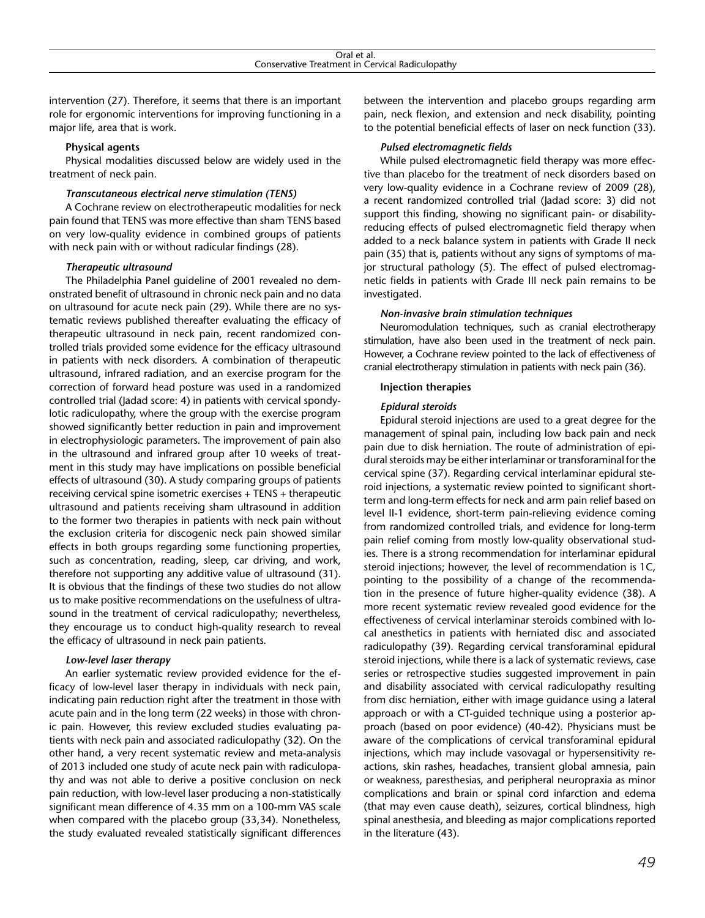intervention (27). Therefore, it seems that there is an important role for ergonomic interventions for improving functioning in a major life, area that is work.

### Physical agents

Physical modalities discussed below are widely used in the treatment of neck pain.

#### *Transcutaneous electrical nerve stimulation (TENS)*

A Cochrane review on electrotherapeutic modalities for neck pain found that TENS was more effective than sham TENS based on very low-quality evidence in combined groups of patients with neck pain with or without radicular findings (28).

#### *Therapeutic ultrasound*

The Philadelphia Panel guideline of 2001 revealed no demonstrated benefit of ultrasound in chronic neck pain and no data on ultrasound for acute neck pain (29). While there are no systematic reviews published thereafter evaluating the efficacy of therapeutic ultrasound in neck pain, recent randomized controlled trials provided some evidence for the efficacy ultrasound in patients with neck disorders. A combination of therapeutic ultrasound, infrared radiation, and an exercise program for the correction of forward head posture was used in a randomized controlled trial (Jadad score: 4) in patients with cervical spondylotic radiculopathy, where the group with the exercise program showed significantly better reduction in pain and improvement in electrophysiologic parameters. The improvement of pain also in the ultrasound and infrared group after 10 weeks of treatment in this study may have implications on possible beneficial effects of ultrasound (30). A study comparing groups of patients receiving cervical spine isometric exercises + TENS + therapeutic ultrasound and patients receiving sham ultrasound in addition to the former two therapies in patients with neck pain without the exclusion criteria for discogenic neck pain showed similar effects in both groups regarding some functioning properties, such as concentration, reading, sleep, car driving, and work, therefore not supporting any additive value of ultrasound (31). It is obvious that the findings of these two studies do not allow us to make positive recommendations on the usefulness of ultrasound in the treatment of cervical radiculopathy; nevertheless, they encourage us to conduct high-quality research to reveal the efficacy of ultrasound in neck pain patients.

#### *Low-level laser therapy*

An earlier systematic review provided evidence for the efficacy of low-level laser therapy in individuals with neck pain, indicating pain reduction right after the treatment in those with acute pain and in the long term (22 weeks) in those with chronic pain. However, this review excluded studies evaluating patients with neck pain and associated radiculopathy (32). On the other hand, a very recent systematic review and meta-analysis of 2013 included one study of acute neck pain with radiculopathy and was not able to derive a positive conclusion on neck pain reduction, with low-level laser producing a non-statistically significant mean difference of 4.35 mm on a 100-mm VAS scale when compared with the placebo group (33,34). Nonetheless, the study evaluated revealed statistically significant differences between the intervention and placebo groups regarding arm pain, neck flexion, and extension and neck disability, pointing to the potential beneficial effects of laser on neck function (33).

#### *Pulsed electromagnetic fields*

While pulsed electromagnetic field therapy was more effective than placebo for the treatment of neck disorders based on very low-quality evidence in a Cochrane review of 2009 (28), a recent randomized controlled trial (Jadad score: 3) did not support this finding, showing no significant pain- or disability-reducing effects of pulsed electromagnetic field therapy when added to a neck balance system in patients with Grade II neck pain (35) that is, patients without any signs of symptoms of major structural pathology (5). The effect of pulsed electromagnetic fields in patients with Grade III neck pain remains to be investigated.

#### *Non-invasive brain stimulation techniques*

Neuromodulation techniques, such as cranial electrotherapy stimulation, have also been used in the treatment of neck pain. However, a Cochrane review pointed to the lack of effectiveness of cranial electrotherapy stimulation in patients with neck pain (36).

### Injection therapies

#### *Epidural steroids*

Epidural steroid injections are used to a great degree for the management of spinal pain, including low back pain and neck pain due to disk herniation. The route of administration of epidural steroids may be either interlaminar or transforaminal for the cervical spine (37). Regarding cervical interlaminar epidural steroid injections, a systematic review pointed to significant short-term and long-term effects for neck and arm pain relief based on level II-1 evidence, short-term pain-relieving evidence coming from randomized controlled trials, and evidence for long-term pain relief coming from mostly low-quality observational studies. There is a strong recommendation for interlaminar epidural steroid injections; however, the level of recommendation is 1C, pointing to the possibility of a change of the recommendation in the presence of future higher-quality evidence (38). A more recent systematic review revealed good evidence for the effectiveness of cervical interlaminar steroids combined with local anesthetics in patients with herniated disc and associated radiculopathy (39). Regarding cervical transforaminal epidural steroid injections, while there is a lack of systematic reviews, case series or retrospective studies suggested improvement in pain and disability associated with cervical radiculopathy resulting from disc herniation, either with image guidance using a lateral approach or with a CT-guided technique using a posterior approach (based on poor evidence) (40-42). Physicians must be aware of the complications of cervical transforaminal epidural injections, which may include vasovagal or hypersensitivity reactions, skin rashes, headaches, transient global amnesia, pain or weakness, paresthesias, and peripheral neuropraxia as minor complications and brain or spinal cord infarction and edema (that may even cause death), seizures, cortical blindness, high spinal anesthesia, and bleeding as major complications reported in the literature (43).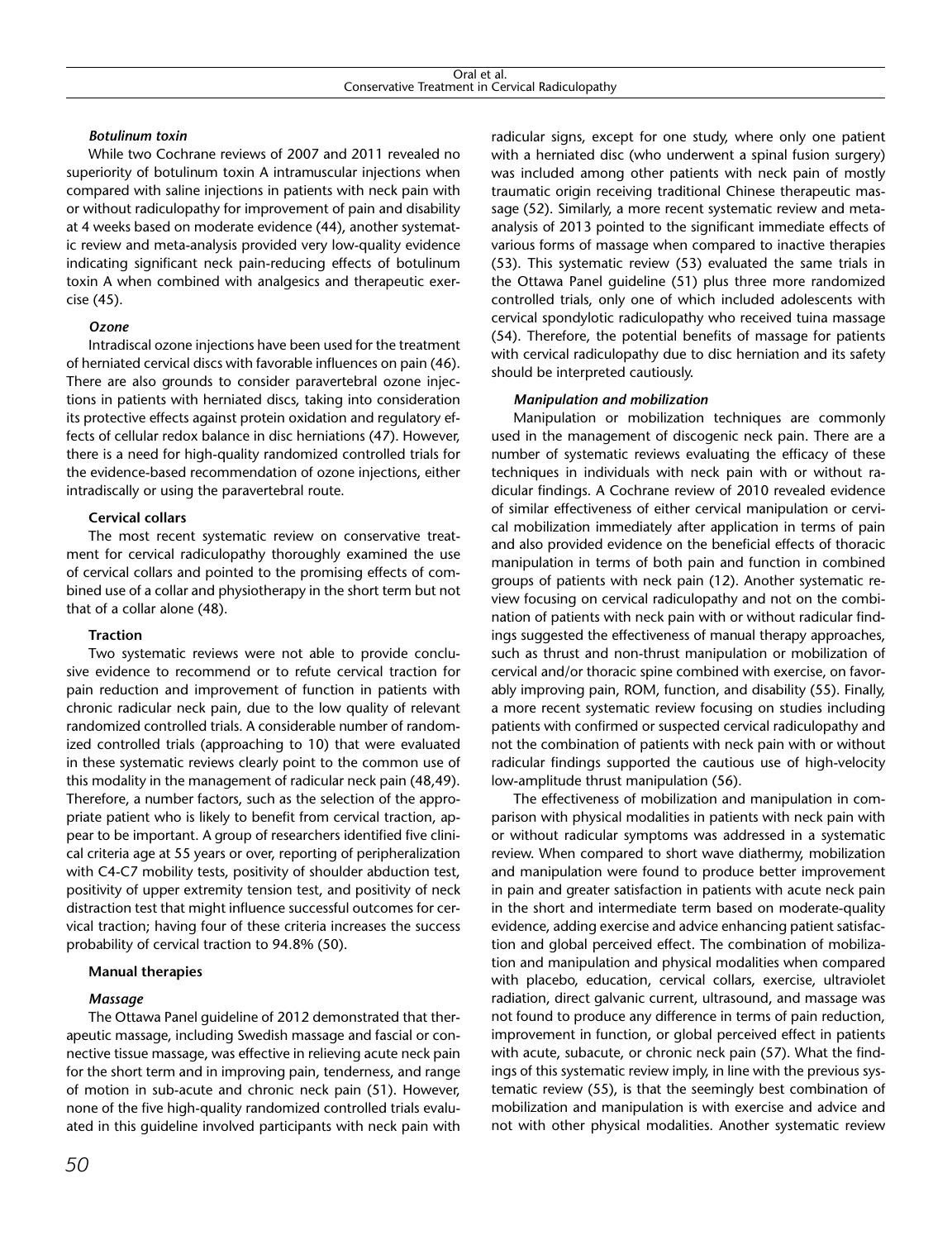### *Botulinum toxin*

While two Cochrane reviews of 2007 and 2011 revealed no superiority of botulinum toxin A intramuscular injections when compared with saline injections in patients with neck pain with or without radiculopathy for improvement of pain and disability at 4 weeks based on moderate evidence (44), another systematic review and meta-analysis provided very low-quality evidence indicating significant neck pain-reducing effects of botulinum toxin A when combined with analgesics and therapeutic exercise (45).

### *Ozone*

Intradiscal ozone injections have been used for the treatment of herniated cervical discs with favorable influences on pain (46). There are also grounds to consider paravertebral ozone injections in patients with herniated discs, taking into consideration its protective effects against protein oxidation and regulatory effects of cellular redox balance in disc herniations (47). However, there is a need for high-quality randomized controlled trials for the evidence-based recommendation of ozone injections, either intradiscally or using the paravertebral route.

### Cervical collars

The most recent systematic review on conservative treatment for cervical radiculopathy thoroughly examined the use of cervical collars and pointed to the promising effects of combined use of a collar and physiotherapy in the short term but not that of a collar alone (48).

### Traction

Two systematic reviews were not able to provide conclusive evidence to recommend or to refute cervical traction for pain reduction and improvement of function in patients with chronic radicular neck pain, due to the low quality of relevant randomized controlled trials. A considerable number of randomized controlled trials (approaching to 10) that were evaluated in these systematic reviews clearly point to the common use of this modality in the management of radicular neck pain (48,49). Therefore, a number factors, such as the selection of the appropriate patient who is likely to benefit from cervical traction, appear to be important. A group of researchers identified five clinical criteria age at 55 years or over, reporting of peripheralization with C4-C7 mobility tests, positivity of shoulder abduction test, positivity of upper extremity tension test, and positivity of neck distraction test that might influence successful outcomes for cervical traction; having four of these criteria increases the success probability of cervical traction to 94.8% (50).

### Manual therapies

### *Massage*

The Ottawa Panel guideline of 2012 demonstrated that therapeutic massage, including Swedish massage and fascial or connective tissue massage, was effective in relieving acute neck pain for the short term and in improving pain, tenderness, and range of motion in sub-acute and chronic neck pain (51). However, none of the five high-quality randomized controlled trials evaluated in this guideline involved participants with neck pain with radicular signs, except for one study, where only one patient with a herniated disc (who underwent a spinal fusion surgery) was included among other patients with neck pain of mostly traumatic origin receiving traditional Chinese therapeutic massage (52). Similarly, a more recent systematic review and meta-analysis of 2013 pointed to the significant immediate effects of various forms of massage when compared to inactive therapies (53). This systematic review (53) evaluated the same trials in the Ottawa Panel guideline (51) plus three more randomized controlled trials, only one of which included adolescents with cervical spondylotic radiculopathy who received tuina massage (54). Therefore, the potential benefits of massage for patients with cervical radiculopathy due to disc herniation and its safety should be interpreted cautiously.

### *Manipulation and mobilization*

Manipulation or mobilization techniques are commonly used in the management of discogenic neck pain. There are a number of systematic reviews evaluating the efficacy of these techniques in individuals with neck pain with or without radicular findings. A Cochrane review of 2010 revealed evidence of similar effectiveness of either cervical manipulation or cervical mobilization immediately after application in terms of pain and also provided evidence on the beneficial effects of thoracic manipulation in terms of both pain and function in combined groups of patients with neck pain (12). Another systematic review focusing on cervical radiculopathy and not on the combination of patients with neck pain with or without radicular findings suggested the effectiveness of manual therapy approaches, such as thrust and non-thrust manipulation or mobilization of cervical and/or thoracic spine combined with exercise, on favorably improving pain, ROM, function, and disability (55). Finally, a more recent systematic review focusing on studies including patients with confirmed or suspected cervical radiculopathy and not the combination of patients with neck pain with or without radicular findings supported the cautious use of high-velocity low-amplitude thrust manipulation (56).

The effectiveness of mobilization and manipulation in comparison with physical modalities in patients with neck pain with or without radicular symptoms was addressed in a systematic review. When compared to short wave diathermy, mobilization and manipulation were found to produce better improvement in pain and greater satisfaction in patients with acute neck pain in the short and intermediate term based on moderate-quality evidence, adding exercise and advice enhancing patient satisfaction and global perceived effect. The combination of mobilization and manipulation and physical modalities when compared with placebo, education, cervical collars, exercise, ultraviolet radiation, direct galvanic current, ultrasound, and massage was not found to produce any difference in terms of pain reduction, improvement in function, or global perceived effect in patients with acute, subacute, or chronic neck pain (57). What the findings of this systematic review imply, in line with the previous systematic review (55), is that the seemingly best combination of mobilization and manipulation is with exercise and advice and not with other physical modalities. Another systematic review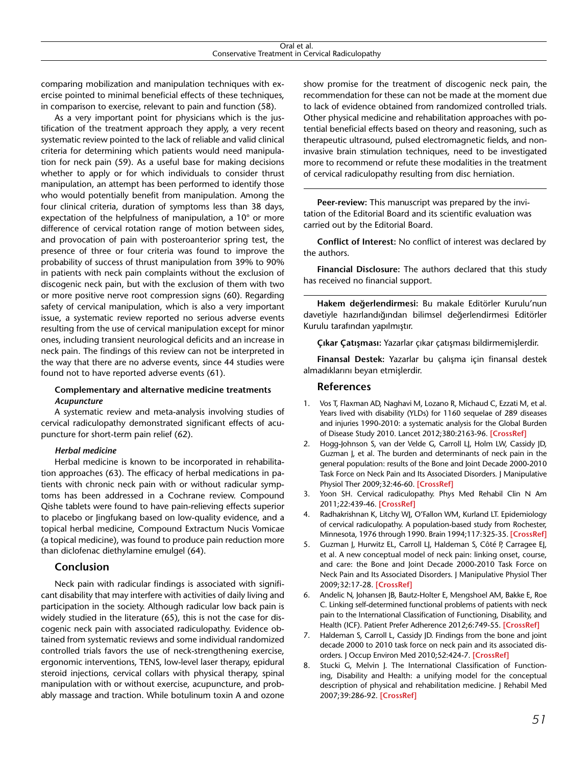comparing mobilization and manipulation techniques with exercise pointed to minimal beneficial effects of these techniques, in comparison to exercise, relevant to pain and function (58).

As a very important point for physicians which is the justification of the treatment approach they apply, a very recent systematic review pointed to the lack of reliable and valid clinical criteria for determining which patients would need manipulation for neck pain (59). As a useful base for making decisions whether to apply or for which individuals to consider thrust manipulation, an attempt has been performed to identify those who would potentially benefit from manipulation. Among the four clinical criteria, duration of symptoms less than 38 days, expectation of the helpfulness of manipulation, a 10° or more difference of cervical rotation range of motion between sides, and provocation of pain with posteroanterior spring test, the presence of three or four criteria was found to improve the probability of success of thrust manipulation from 39% to 90% in patients with neck pain complaints without the exclusion of discogenic neck pain, but with the exclusion of them with two or more positive nerve root compression signs (60). Regarding safety of cervical manipulation, which is also a very important issue, a systematic review reported no serious adverse events resulting from the use of cervical manipulation except for minor ones, including transient neurological deficits and an increase in neck pain. The findings of this review can not be interpreted in the way that there are no adverse events, since 44 studies were found not to have reported adverse events (61).

### Complementary and alternative medicine treatments

#### *Acupuncture*

A systematic review and meta-analysis involving studies of cervical radiculopathy demonstrated significant effects of acupuncture for short-term pain relief (62).

#### *Herbal medicine*

Herbal medicine is known to be incorporated in rehabilitation approaches (63). The efficacy of herbal medications in patients with chronic neck pain with or without radicular symptoms has been addressed in a Cochrane review. Compound Qishe tablets were found to have pain-relieving effects superior to placebo or Jingfukang based on low-quality evidence, and a topical herbal medicine, Compound Extractum Nucis Vomicae (a topical medicine), was found to produce pain reduction more than diclofenac diethylamine emulgel (64).

## Conclusion

Neck pain with radicular findings is associated with significant disability that may interfere with activities of daily living and participation in the society. Although radicular low back pain is widely studied in the literature (65), this is not the case for discogenic neck pain with associated radiculopathy. Evidence obtained from systematic reviews and some individual randomized controlled trials favors the use of neck-strengthening exercise, ergonomic interventions, TENS, low-level laser therapy, epidural steroid injections, cervical collars with physical therapy, spinal manipulation with or without exercise, acupuncture, and probably massage and traction. While botulinum toxin A and ozone show promise for the treatment of discogenic neck pain, the recommendation for these can not be made at the moment due to lack of evidence obtained from randomized controlled trials. Other physical medicine and rehabilitation approaches with potential beneficial effects based on theory and reasoning, such as therapeutic ultrasound, pulsed electromagnetic fields, and non-invasive brain stimulation techniques, need to be investigated more to recommend or refute these modalities in the treatment of cervical radiculopathy resulting from disc herniation.

---

**Peer-review:** This manuscript was prepared by the invitation of the Editorial Board and its scientific evaluation was carried out by the Editorial Board.

**Conflict of Interest:** No conflict of interest was declared by the authors.

**Financial Disclosure:** The authors declared that this study has received no financial support.

---

**Hakem değerlendirmesi:** Bu makale Editörler Kurulu'nun davetiyle hazırlandığından bilimsel değerlendirmesi Editörler Kurulu tarafından yapılmıştır.

**Çıkar Çatışması:** Yazarlar çıkar çatışması bildirmemişlerdir.

**Finansal Destek:** Yazarlar bu çalışma için finansal destek almadıklarını beyan etmişlerdir.

## References

1. Vos T, Flaxman AD, Naghavi M, Lozano R, Michaud C, Ezzati M, et al. Years lived with disability (YLDs) for 1160 sequelae of 289 diseases and injuries 1990-2010: a systematic analysis for the Global Burden of Disease Study 2010. Lancet 2012;380:2163-96. [CrossRef]
2. Hogg-Johnson S, van der Velde G, Carroll LJ, Holm LW, Cassidy JD, Guzman J, et al. The burden and determinants of neck pain in the general population: results of the Bone and Joint Decade 2000-2010 Task Force on Neck Pain and Its Associated Disorders. J Manipulative Physiol Ther 2009;32:46-60. [CrossRef]
3. Yoon SH. Cervical radiculopathy. Phys Med Rehabil Clin N Am 2011;22:439-46. [CrossRef]
4. Radhakrishnan K, Litchy WJ, O'Fallon WM, Kurland LT. Epidemiology of cervical radiculopathy. A population-based study from Rochester, Minnesota, 1976 through 1990. Brain 1994;117:325-35. [CrossRef]
5. Guzman J, Hurwitz EL, Carroll LJ, Haldeman S, Côté P, Carragee EJ, et al. A new conceptual model of neck pain: linking onset, course, and care: the Bone and Joint Decade 2000-2010 Task Force on Neck Pain and Its Associated Disorders. J Manipulative Physiol Ther 2009;32:17-28. [CrossRef]
6. Andelic N, Johansen JB, Bautz-Holter E, Mengshoel AM, Bakke E, Roe C. Linking self-determined functional problems of patients with neck pain to the International Classification of Functioning, Disability, and Health (ICF). Patient Prefer Adherence 2012;6:749-55. [CrossRef]
7. Haldeman S, Carroll L, Cassidy JD. Findings from the bone and joint decade 2000 to 2010 task force on neck pain and its associated disorders. J Occup Environ Med 2010;52:424-7. [CrossRef]
8. Stucki G, Melvin J. The International Classification of Functioning, Disability and Health: a unifying model for the conceptual description of physical and rehabilitation medicine. J Rehabil Med 2007;39:286-92. [CrossRef]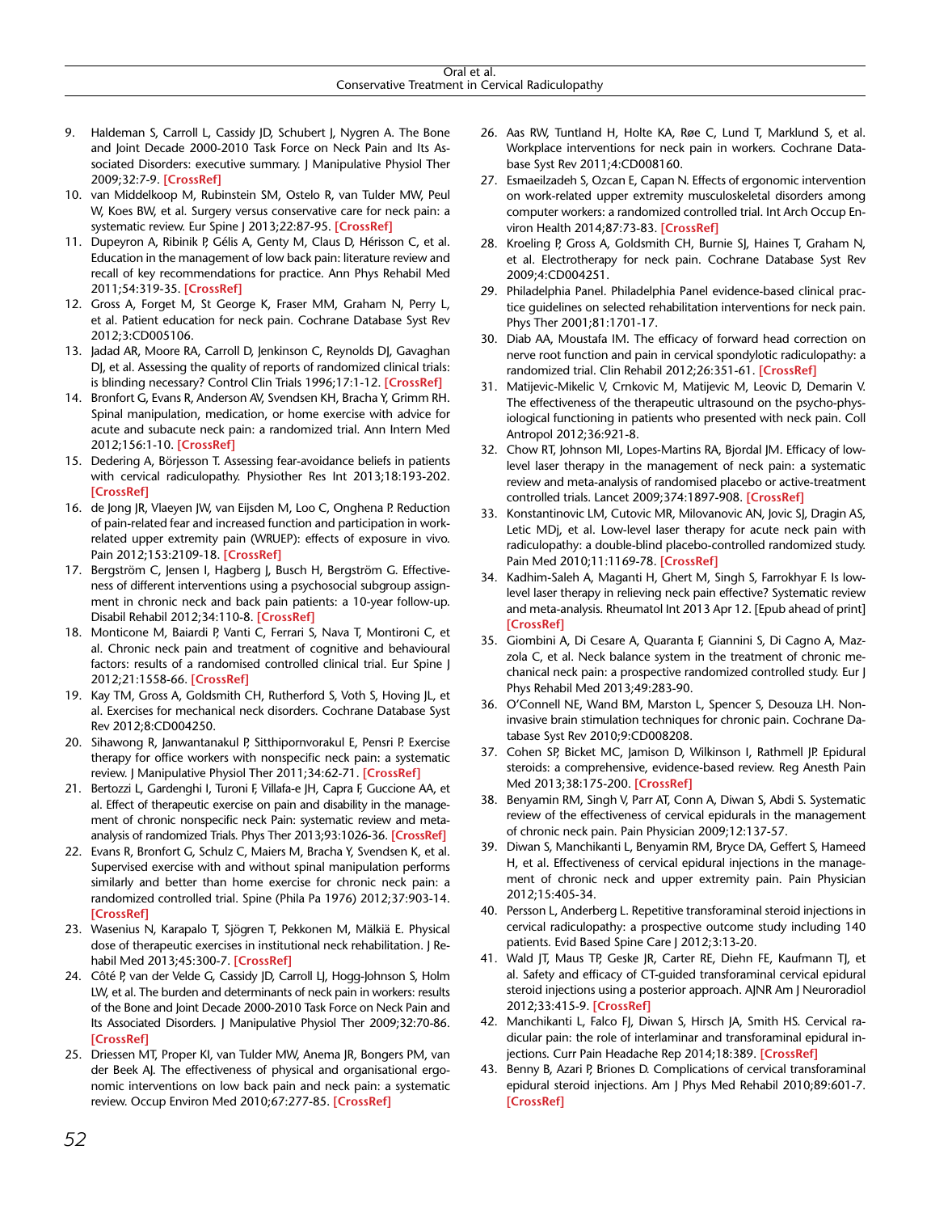9. Haldeman S, Carroll L, Cassidy JD, Schubert J, Nygren A. The Bone and Joint Decade 2000-2010 Task Force on Neck Pain and Its Associated Disorders: executive summary. J Manipulative Physiol Ther 2009;32:7-9. [CrossRef]
10. van Middelkoop M, Rubinstein SM, Ostelo R, van Tulder MW, Peul W, Koes BW, et al. Surgery versus conservative care for neck pain: a systematic review. Eur Spine J 2013;22:87-95. [CrossRef]
11. Dupeyron A, Ribinik P, Gélis A, Genty M, Claus D, Hérisson C, et al. Education in the management of low back pain: literature review and recall of key recommendations for practice. Ann Phys Rehabil Med 2011;54:319-35. [CrossRef]
12. Gross A, Forget M, St George K, Fraser MM, Graham N, Perry L, et al. Patient education for neck pain. Cochrane Database Syst Rev 2012;3:CD005106.
13. Jadad AR, Moore RA, Carroll D, Jenkinson C, Reynolds DJ, Gavaghan DJ, et al. Assessing the quality of reports of randomized clinical trials: is blinding necessary? Control Clin Trials 1996;17:1-12. [CrossRef]
14. Bronfort G, Evans R, Anderson AV, Svendsen KH, Bracha Y, Grimm RH. Spinal manipulation, medication, or home exercise with advice for acute and subacute neck pain: a randomized trial. Ann Intern Med 2012;156:1-10. [CrossRef]
15. Dedering A, Börjesson T. Assessing fear-avoidance beliefs in patients with cervical radiculopathy. Physiother Res Int 2013;18:193-202. [CrossRef]
16. de Jong JR, Vlaeyen JW, van Eijsden M, Loo C, Onghena P. Reduction of pain-related fear and increased function and participation in work-related upper extremity pain (WRUEP): effects of exposure in vivo. Pain 2012;153:2109-18. [CrossRef]
17. Bergström C, Jensen I, Hagberg J, Busch H, Bergström G. Effectiveness of different interventions using a psychosocial subgroup assignment in chronic neck and back pain patients: a 10-year follow-up. Disabil Rehabil 2012;34:110-8. [CrossRef]
18. Monticone M, Baiardi P, Vanti C, Ferrari S, Nava T, Montironi C, et al. Chronic neck pain and treatment of cognitive and behavioural factors: results of a randomised controlled clinical trial. Eur Spine J 2012;21:1558-66. [CrossRef]
19. Kay TM, Gross A, Goldsmith CH, Rutherford S, Voth S, Hoving JL, et al. Exercises for mechanical neck disorders. Cochrane Database Syst Rev 2012;8:CD004250.
20. Sihawong R, Janwantanakul P, Sitthipornvorakul E, Pensri P. Exercise therapy for office workers with nonspecific neck pain: a systematic review. J Manipulative Physiol Ther 2011;34:62-71. [CrossRef]
21. Bertozzi L, Gardenghi I, Turoni F, Villafa-e JH, Capra F, Guccione AA, et al. Effect of therapeutic exercise on pain and disability in the management of chronic nonspecific neck Pain: systematic review and meta-analysis of randomized Trials. Phys Ther 2013;93:1026-36. [CrossRef]
22. Evans R, Bronfort G, Schulz C, Maiers M, Bracha Y, Svendsen K, et al. Supervised exercise with and without spinal manipulation performs similarly and better than home exercise for chronic neck pain: a randomized controlled trial. Spine (Phila Pa 1976) 2012;37:903-14. [CrossRef]
23. Wasenius N, Karapalo T, Sjögren T, Pekkonen M, Mälkiä E. Physical dose of therapeutic exercises in institutional neck rehabilitation. J Rehabil Med 2013;45:300-7. [CrossRef]
24. Côté P, van der Velde G, Cassidy JD, Carroll LJ, Hogg-Johnson S, Holm LW, et al. The burden and determinants of neck pain in workers: results of the Bone and Joint Decade 2000-2010 Task Force on Neck Pain and Its Associated Disorders. J Manipulative Physiol Ther 2009;32:70-86. [CrossRef]
25. Driessen MT, Proper KI, van Tulder MW, Anema JR, Bongers PM, van der Beek AJ. The effectiveness of physical and organisational ergonomic interventions on low back pain and neck pain: a systematic review. Occup Environ Med 2010;67:277-85. [CrossRef]
26. Aas RW, Tuntland H, Holte KA, Røe C, Lund T, Marklund S, et al. Workplace interventions for neck pain in workers. Cochrane Database Syst Rev 2011;4:CD008160.
27. Esmaeilzadeh S, Ozcan E, Capan N. Effects of ergonomic intervention on work-related upper extremity musculoskeletal disorders among computer workers: a randomized controlled trial. Int Arch Occup Environ Health 2014;87:73-83. [CrossRef]
28. Kroeling P, Gross A, Goldsmith CH, Burnie SJ, Haines T, Graham N, et al. Electrotherapy for neck pain. Cochrane Database Syst Rev 2009;4:CD004251.
29. Philadelphia Panel. Philadelphia Panel evidence-based clinical practice guidelines on selected rehabilitation interventions for neck pain. Phys Ther 2001;81:1701-17.
30. Diab AA, Moustafa IM. The efficacy of forward head correction on nerve root function and pain in cervical spondylotic radiculopathy: a randomized trial. Clin Rehabil 2012;26:351-61. [CrossRef]
31. Matijevic-Mikelic V, Crnkovic M, Matijevic M, Leovic D, Demarin V. The effectiveness of the therapeutic ultrasound on the psycho-physiological functioning in patients who presented with neck pain. Coll Antropol 2012;36:921-8.
32. Chow RT, Johnson MI, Lopes-Martins RA, Bjordal JM. Efficacy of low-level laser therapy in the management of neck pain: a systematic review and meta-analysis of randomised placebo or active-treatment controlled trials. Lancet 2009;374:1897-908. [CrossRef]
33. Konstantinovic LM, Cutovic MR, Milovanovic AN, Jovic SJ, Dragin AS, Letic MDj, et al. Low-level laser therapy for acute neck pain with radiculopathy: a double-blind placebo-controlled randomized study. Pain Med 2010;11:1169-78. [CrossRef]
34. Kadhim-Saleh A, Maganti H, Ghert M, Singh S, Farrokhyar F. Is low-level laser therapy in relieving neck pain effective? Systematic review and meta-analysis. Rheumatol Int 2013 Apr 12. [Epub ahead of print] [CrossRef]
35. Giombini A, Di Cesare A, Quaranta F, Giannini S, Di Cagno A, Mazzola C, et al. Neck balance system in the treatment of chronic mechanical neck pain: a prospective randomized controlled study. Eur J Phys Rehabil Med 2013;49:283-90.
36. O'Connell NE, Wand BM, Marston L, Spencer S, Desouza LH. Non-invasive brain stimulation techniques for chronic pain. Cochrane Database Syst Rev 2010;9:CD008208.
37. Cohen SP, Bicket MC, Jamison D, Wilkinson I, Rathmell JP. Epidural steroids: a comprehensive, evidence-based review. Reg Anesth Pain Med 2013;38:175-200. [CrossRef]
38. Benyamin RM, Singh V, Parr AT, Conn A, Diwan S, Abdi S. Systematic review of the effectiveness of cervical epidurals in the management of chronic neck pain. Pain Physician 2009;12:137-57.
39. Diwan S, Manchikanti L, Benyamin RM, Bryce DA, Geffert S, Hameed H, et al. Effectiveness of cervical epidural injections in the management of chronic neck and upper extremity pain. Pain Physician 2012;15:405-34.
40. Persson L, Anderberg L. Repetitive transforaminal steroid injections in cervical radiculopathy: a prospective outcome study including 140 patients. Evid Based Spine Care J 2012;3:13-20.
41. Wald JT, Maus TP, Geske JR, Carter RE, Diehn FE, Kaufmann TJ, et al. Safety and efficacy of CT-guided transforaminal cervical epidural steroid injections using a posterior approach. AJNR Am J Neuroradiol 2012;33:415-9. [CrossRef]
42. Manchikanti L, Falco FJ, Diwan S, Hirsch JA, Smith HS. Cervical radicular pain: the role of interlaminar and transforaminal epidural injections. Curr Pain Headache Rep 2014;18:389. [CrossRef]
43. Benny B, Azari P, Briones D. Complications of cervical transforaminal epidural steroid injections. Am J Phys Med Rehabil 2010;89:601-7. [CrossRef]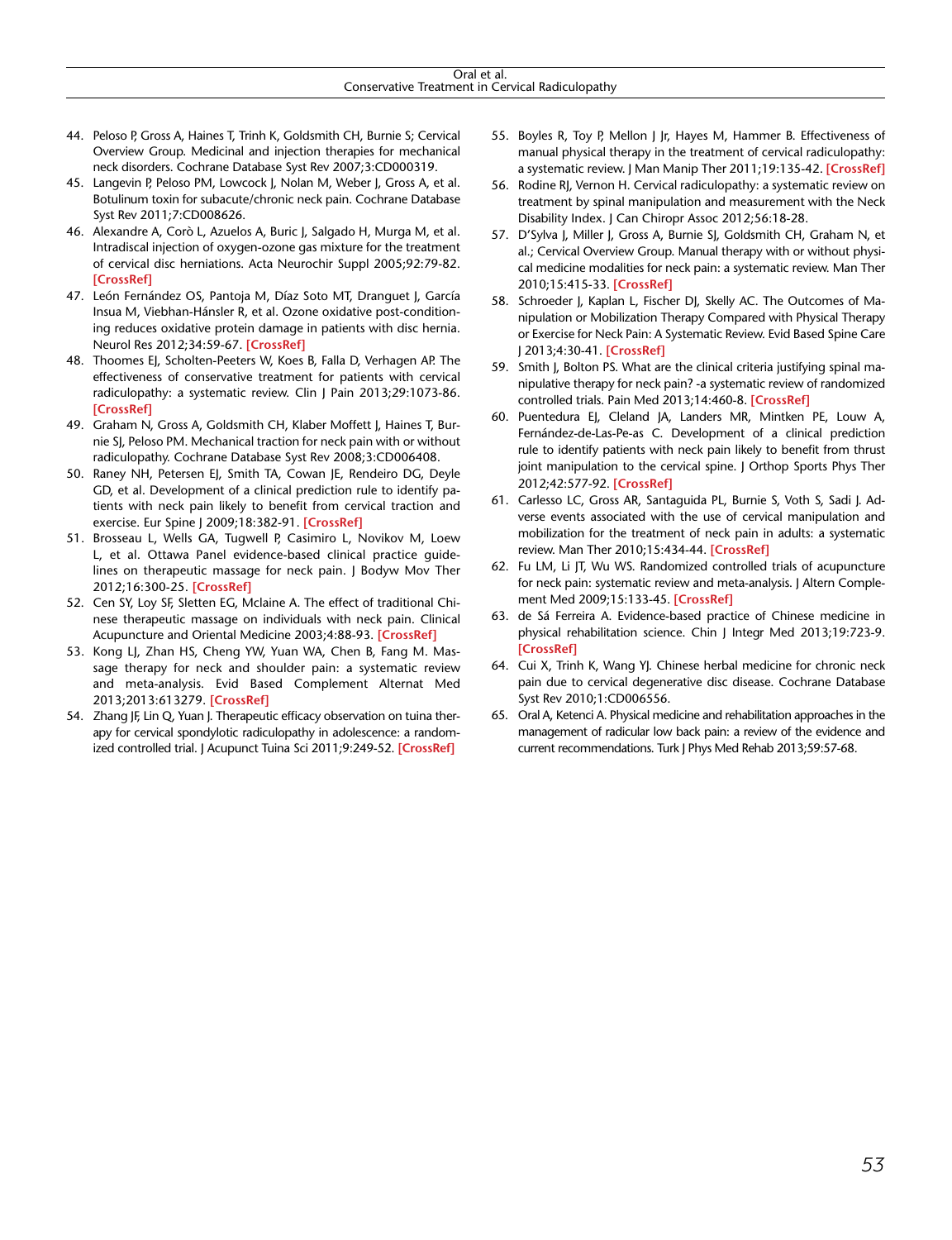44. Peloso P, Gross A, Haines T, Trinh K, Goldsmith CH, Burnie S; Cervical Overview Group. Medicinal and injection therapies for mechanical neck disorders. Cochrane Database Syst Rev 2007;3:CD000319.
45. Langevin P, Peloso PM, Lowcock J, Nolan M, Weber J, Gross A, et al. Botulinum toxin for subacute/chronic neck pain. Cochrane Database Syst Rev 2011;7:CD008626.
46. Alexandre A, Corò L, Azuelos A, Buric J, Salgado H, Murga M, et al. Intradiscal injection of oxygen-ozone gas mixture for the treatment of cervical disc herniations. Acta Neurochir Suppl 2005;92:79-82. [CrossRef]
47. León Fernández OS, Pantoja M, Díaz Soto MT, Dranguet J, García Insua M, Viebhan-Hánsler R, et al. Ozone oxidative post-conditioning reduces oxidative protein damage in patients with disc hernia. Neurol Res 2012;34:59-67. [CrossRef]
48. Thoomes EJ, Scholten-Peeters W, Koes B, Falla D, Verhagen AP. The effectiveness of conservative treatment for patients with cervical radiculopathy: a systematic review. Clin J Pain 2013;29:1073-86. [CrossRef]
49. Graham N, Gross A, Goldsmith CH, Klaber Moffett J, Haines T, Burnie SJ, Peloso PM. Mechanical traction for neck pain with or without radiculopathy. Cochrane Database Syst Rev 2008;3:CD006408.
50. Raney NH, Petersen EJ, Smith TA, Cowan JE, Rendeiro DG, Deyle GD, et al. Development of a clinical prediction rule to identify patients with neck pain likely to benefit from cervical traction and exercise. Eur Spine J 2009;18:382-91. [CrossRef]
51. Brosseau L, Wells GA, Tugwell P, Casimiro L, Novikov M, Loew L, et al. Ottawa Panel evidence-based clinical practice guidelines on therapeutic massage for neck pain. J Bodyw Mov Ther 2012;16:300-25. [CrossRef]
52. Cen SY, Loy SF, Sletten EG, Mclaine A. The effect of traditional Chinese therapeutic massage on individuals with neck pain. Clinical Acupuncture and Oriental Medicine 2003;4:88-93. [CrossRef]
53. Kong LJ, Zhan HS, Cheng YW, Yuan WA, Chen B, Fang M. Massage therapy for neck and shoulder pain: a systematic review and meta-analysis. Evid Based Complement Alternat Med 2013;2013:613279. [CrossRef]
54. Zhang JF, Lin Q, Yuan J. Therapeutic efficacy observation on tuina therapy for cervical spondylotic radiculopathy in adolescence: a randomized controlled trial. J Acupunct Tuina Sci 2011;9:249-52. [CrossRef]
55. Boyles R, Toy P, Mellon J Jr, Hayes M, Hammer B. Effectiveness of manual physical therapy in the treatment of cervical radiculopathy: a systematic review. J Man Manip Ther 2011;19:135-42. [CrossRef]
56. Rodine RJ, Vernon H. Cervical radiculopathy: a systematic review on treatment by spinal manipulation and measurement with the Neck Disability Index. J Can Chiropr Assoc 2012;56:18-28.
57. D'Sylva J, Miller J, Gross A, Burnie SJ, Goldsmith CH, Graham N, et al.; Cervical Overview Group. Manual therapy with or without physical medicine modalities for neck pain: a systematic review. Man Ther 2010;15:415-33. [CrossRef]
58. Schroeder J, Kaplan L, Fischer DJ, Skelly AC. The Outcomes of Manipulation or Mobilization Therapy Compared with Physical Therapy or Exercise for Neck Pain: A Systematic Review. Evid Based Spine Care J 2013;4:30-41. [CrossRef]
59. Smith J, Bolton PS. What are the clinical criteria justifying spinal manipulative therapy for neck pain? -a systematic review of randomized controlled trials. Pain Med 2013;14:460-8. [CrossRef]
60. Puentedura EJ, Cleland JA, Landers MR, Mintken PE, Louw A, Fernández-de-Las-Pe-as C. Development of a clinical prediction rule to identify patients with neck pain likely to benefit from thrust joint manipulation to the cervical spine. J Orthop Sports Phys Ther 2012;42:577-92. [CrossRef]
61. Carlesso LC, Gross AR, Santaguida PL, Burnie S, Voth S, Sadi J. Adverse events associated with the use of cervical manipulation and mobilization for the treatment of neck pain in adults: a systematic review. Man Ther 2010;15:434-44. [CrossRef]
62. Fu LM, Li JT, Wu WS. Randomized controlled trials of acupuncture for neck pain: systematic review and meta-analysis. J Altern Complement Med 2009;15:133-45. [CrossRef]
63. de Sá Ferreira A. Evidence-based practice of Chinese medicine in physical rehabilitation science. Chin J Integr Med 2013;19:723-9. [CrossRef]
64. Cui X, Trinh K, Wang YJ. Chinese herbal medicine for chronic neck pain due to cervical degenerative disc disease. Cochrane Database Syst Rev 2010;1:CD006556.
65. Oral A, Ketenci A. Physical medicine and rehabilitation approaches in the management of radicular low back pain: a review of the evidence and current recommendations. Turk J Phys Med Rehab 2013;59:57-68.